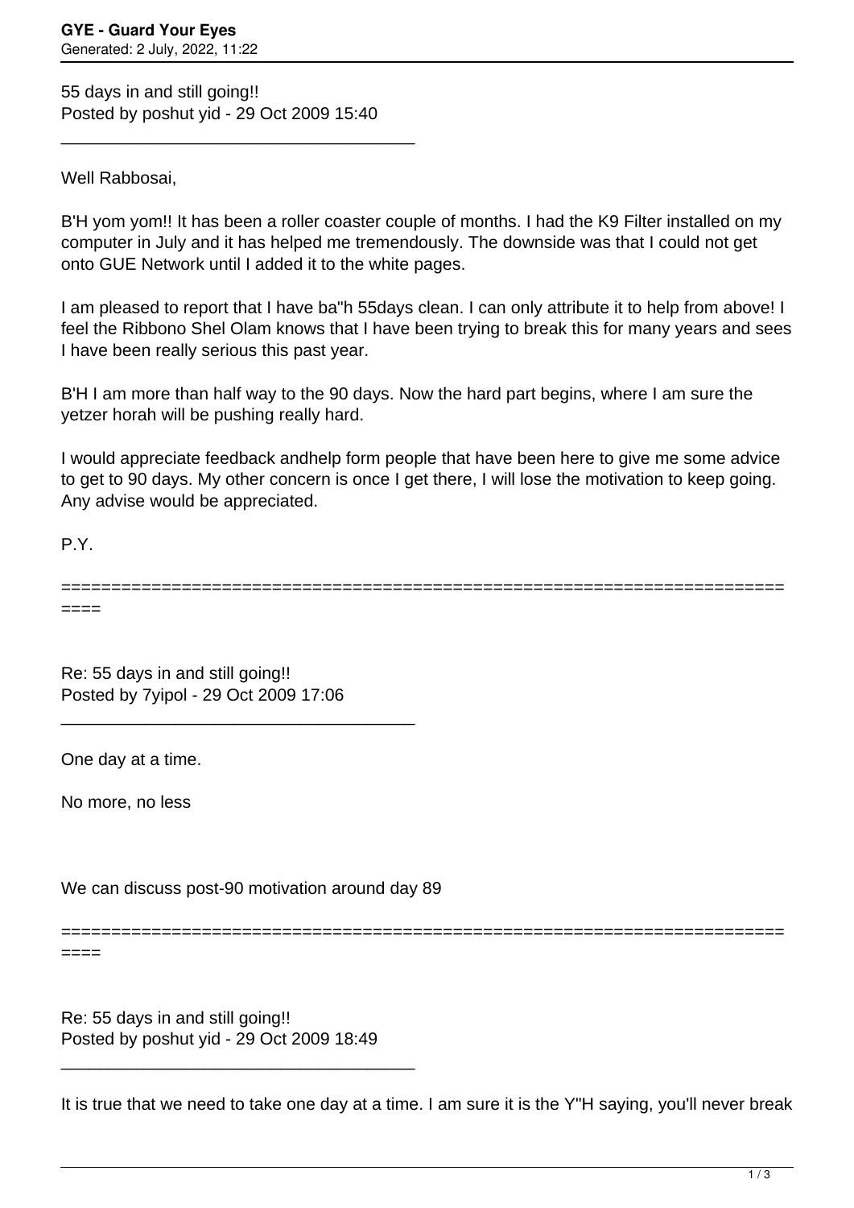55 days in and still going!!
Posted by poshut yid - 29 Oct 2009 15:40

---

Well Rabbosai,

B'H yom yom!! It has been a roller coaster couple of months. I had the K9 Filter installed on my computer in July and it has helped me tremendously. The downside was that I could not get onto GUE Network until I added it to the white pages.

I am pleased to report that I have ba"h 55days clean. I can only attribute it to help from above! I feel the Ribbono Shel Olam knows that I have been trying to break this for many years and sees I have been really serious this past year.

B'H I am more than half way to the 90 days. Now the hard part begins, where I am sure the yetzer horah will be pushing really hard.

I would appreciate feedback andhelp form people that have been here to give me some advice to get to 90 days. My other concern is once I get there, I will lose the motivation to keep going. Any advise would be appreciated.

P.Y.

============================================================================

Re: 55 days in and still going!!
Posted by 7yipol - 29 Oct 2009 17:06

---

One day at a time.

No more, no less

We can discuss post-90 motivation around day 89

============================================================================

Re: 55 days in and still going!!
Posted by poshut yid - 29 Oct 2009 18:49

---

It is true that we need to take one day at a time. I am sure it is the Y"H saying, you'll never break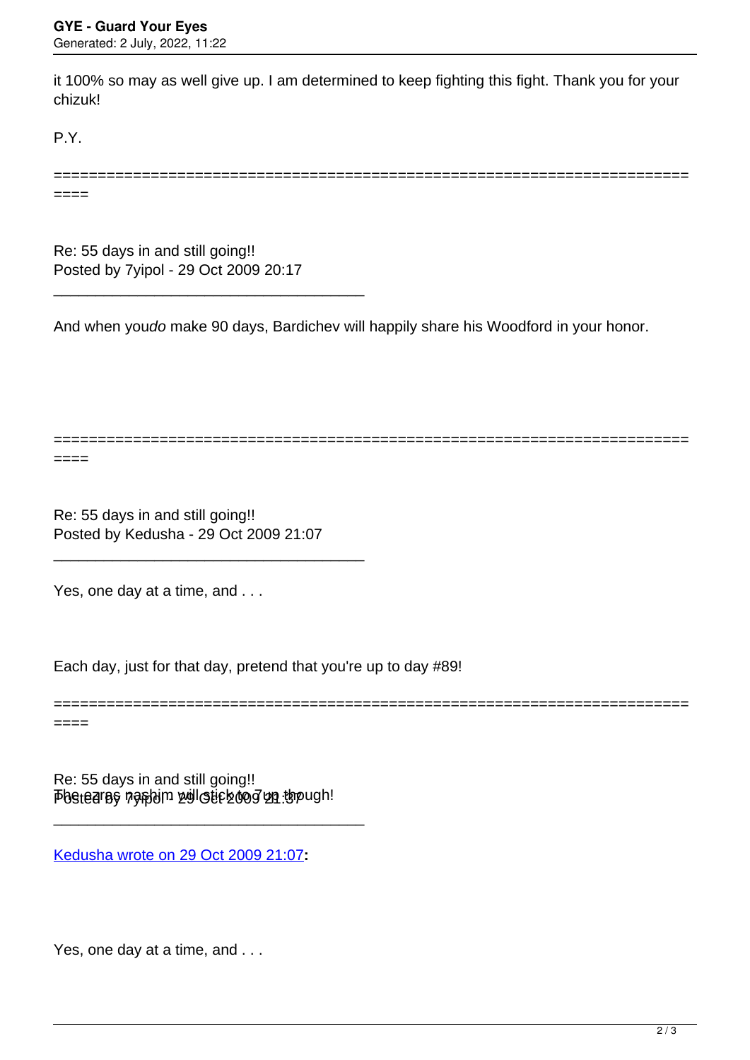it 100% so may as well give up. I am determined to keep fighting this fight. Thank you for your chizuk!

P.Y.

============================================================================

Re: 55 days in and still going!!
Posted by 7yipol - 29 Oct 2009 20:17

_____________________________________

And when you *do* make 90 days, Bardichev will happily share his Woodford in your honor.

============================================================================

Re: 55 days in and still going!!
Posted by Kedusha - 29 Oct 2009 21:07

_____________________________________

Yes, one day at a time, and . . .

Each day, just for that day, pretend that you're up to day #89!

============================================================================

Re: 55 days in and still going!!
Posted by 7yipol - 29 Oct 2009 21:37

_____________________________________

Kedusha wrote on 29 Oct 2009 21:07**:**

Yes, one day at a time, and . . .

The ezras nashim will stick to 7up though!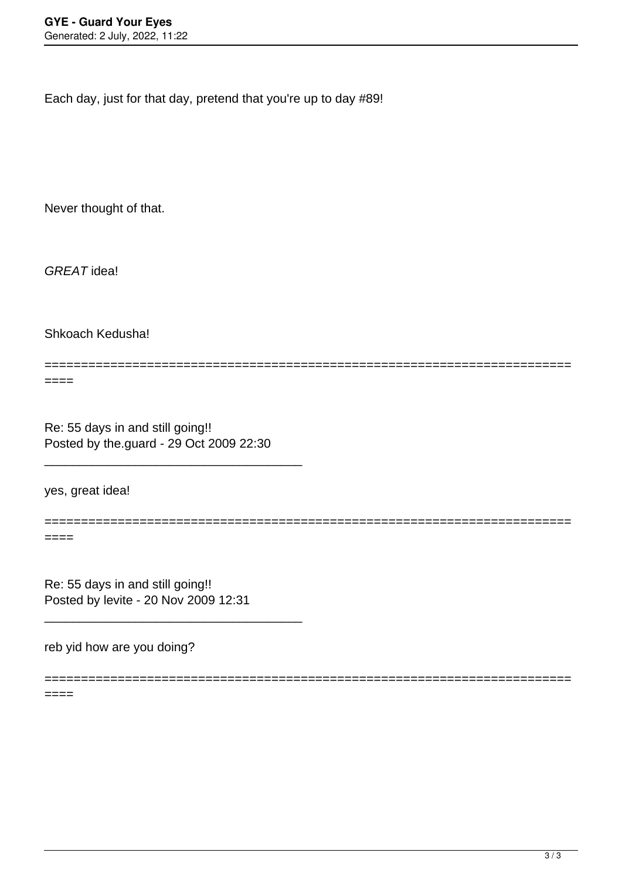Each day, just for that day, pretend that you're up to day #89!

Never thought of that.

*GREAT* idea!

Shkoach Kedusha!

========================================================================

Re: 55 days in and still going!!
Posted by the.guard - 29 Oct 2009 22:30

_____________________________________

yes, great idea!

========================================================================

Re: 55 days in and still going!!
Posted by levite - 20 Nov 2009 12:31

_____________________________________

reb yid how are you doing?

========================================================================